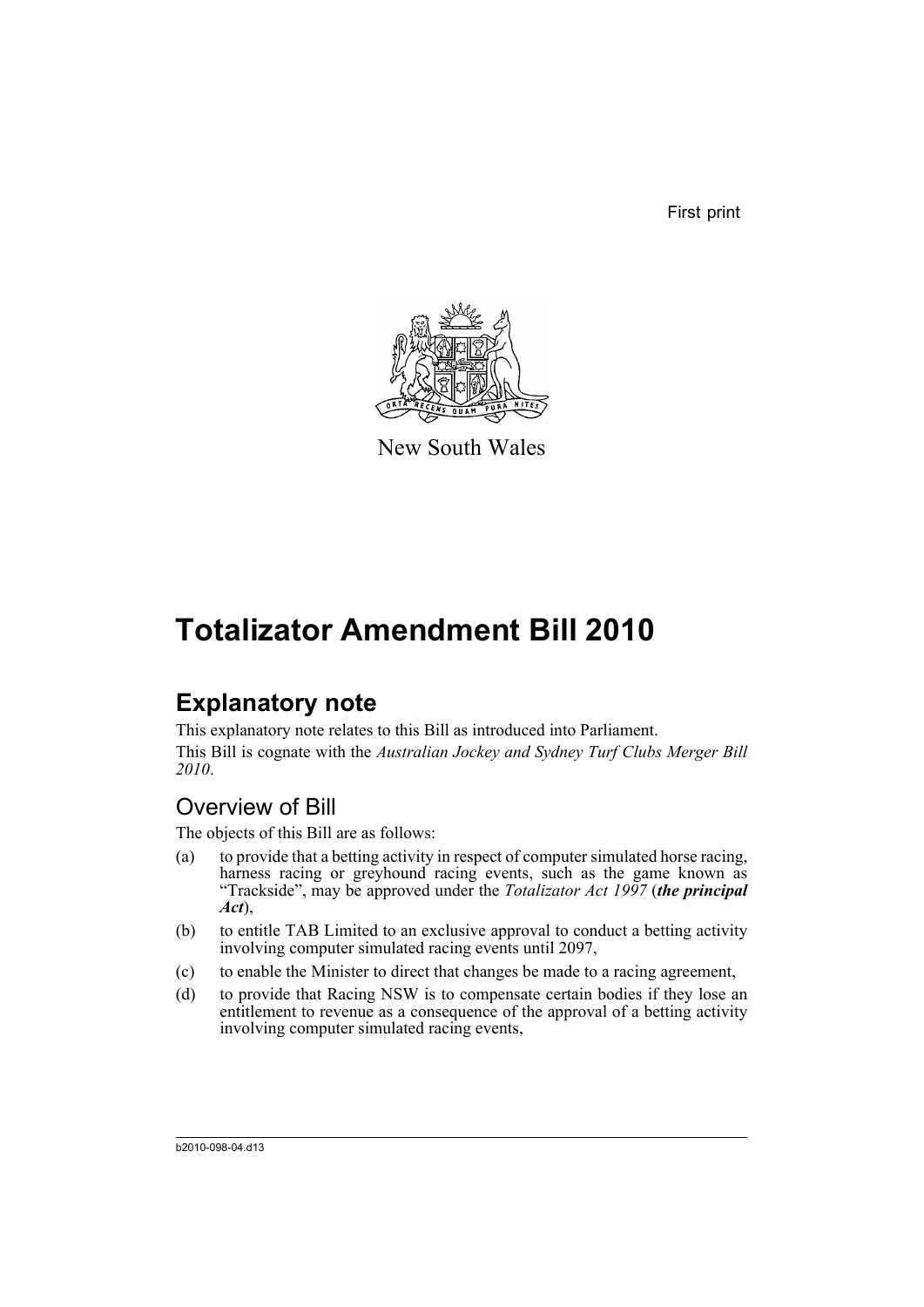First print

New South Wales

# Totalizator Amendment Bill 2010

## Explanatory note

This explanatory note relates to this Bill as introduced into Parliament.

This Bill is cognate with the *Australian Jockey and Sydney Turf Clubs Merger Bill 2010*.

### Overview of Bill

The objects of this Bill are as follows:

(a) to provide that a betting activity in respect of computer simulated horse racing, harness racing or greyhound racing events, such as the game known as "Trackside", may be approved under the *Totalizator Act 1997* (***the principal Act***),

(b) to entitle TAB Limited to an exclusive approval to conduct a betting activity involving computer simulated racing events until 2097,

(c) to enable the Minister to direct that changes be made to a racing agreement,

(d) to provide that Racing NSW is to compensate certain bodies if they lose an entitlement to revenue as a consequence of the approval of a betting activity involving computer simulated racing events,

b2010-098-04.d13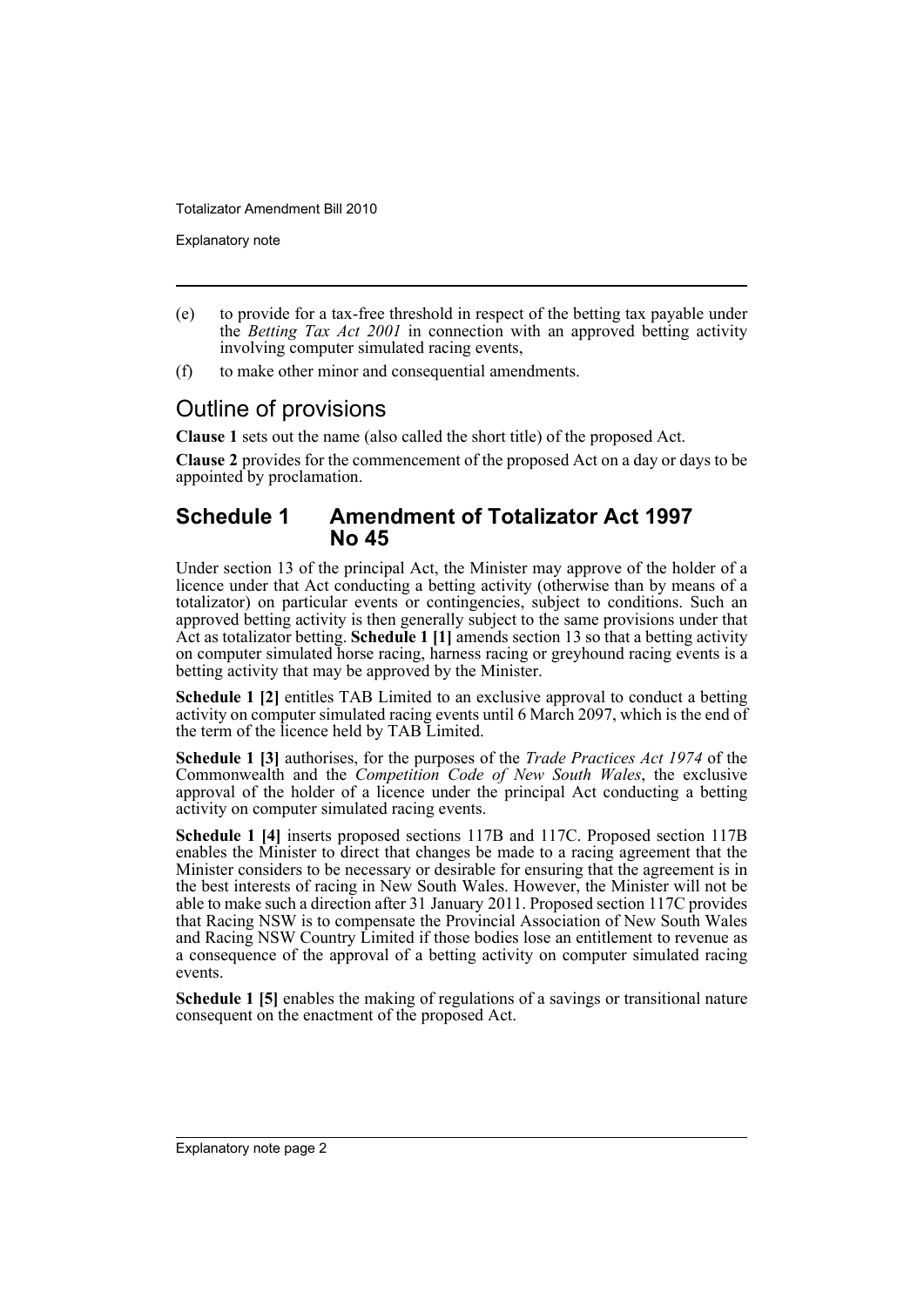(e) to provide for a tax-free threshold in respect of the betting tax payable under the *Betting Tax Act 2001* in connection with an approved betting activity involving computer simulated racing events,

(f) to make other minor and consequential amendments.

## Outline of provisions

**Clause 1** sets out the name (also called the short title) of the proposed Act.

**Clause 2** provides for the commencement of the proposed Act on a day or days to be appointed by proclamation.

### Schedule 1 Amendment of Totalizator Act 1997 No 45

Under section 13 of the principal Act, the Minister may approve of the holder of a licence under that Act conducting a betting activity (otherwise than by means of a totalizator) on particular events or contingencies, subject to conditions. Such an approved betting activity is then generally subject to the same provisions under that Act as totalizator betting. **Schedule 1 [1]** amends section 13 so that a betting activity on computer simulated horse racing, harness racing or greyhound racing events is a betting activity that may be approved by the Minister.

**Schedule 1 [2]** entitles TAB Limited to an exclusive approval to conduct a betting activity on computer simulated racing events until 6 March 2097, which is the end of the term of the licence held by TAB Limited.

**Schedule 1 [3]** authorises, for the purposes of the *Trade Practices Act 1974* of the Commonwealth and the *Competition Code of New South Wales*, the exclusive approval of the holder of a licence under the principal Act conducting a betting activity on computer simulated racing events.

**Schedule 1 [4]** inserts proposed sections 117B and 117C. Proposed section 117B enables the Minister to direct that changes be made to a racing agreement that the Minister considers to be necessary or desirable for ensuring that the agreement is in the best interests of racing in New South Wales. However, the Minister will not be able to make such a direction after 31 January 2011. Proposed section 117C provides that Racing NSW is to compensate the Provincial Association of New South Wales and Racing NSW Country Limited if those bodies lose an entitlement to revenue as a consequence of the approval of a betting activity on computer simulated racing events.

**Schedule 1 [5]** enables the making of regulations of a savings or transitional nature consequent on the enactment of the proposed Act.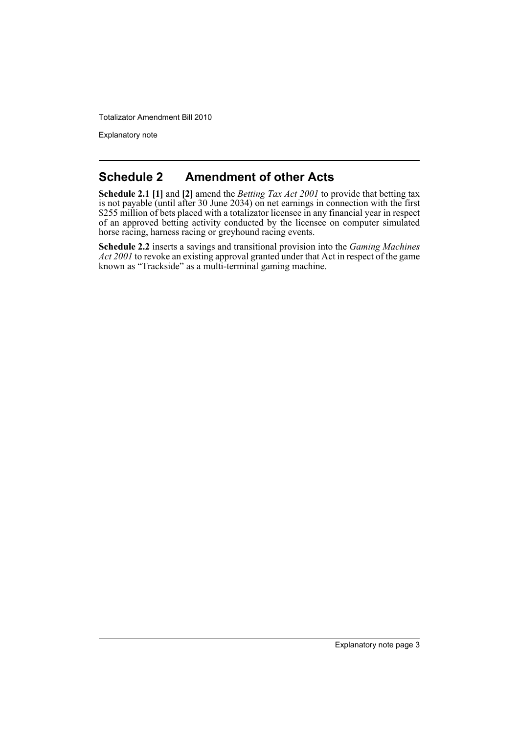## Schedule 2 Amendment of other Acts

**Schedule 2.1 [1]** and **[2]** amend the *Betting Tax Act 2001* to provide that betting tax is not payable (until after 30 June 2034) on net earnings in connection with the first $255 million of bets placed with a totalizator licensee in any financial year in respect of an approved betting activity conducted by the licensee on computer simulated horse racing, harness racing or greyhound racing events.

**Schedule 2.2** inserts a savings and transitional provision into the *Gaming Machines Act 2001* to revoke an existing approval granted under that Act in respect of the game known as "Trackside" as a multi-terminal gaming machine.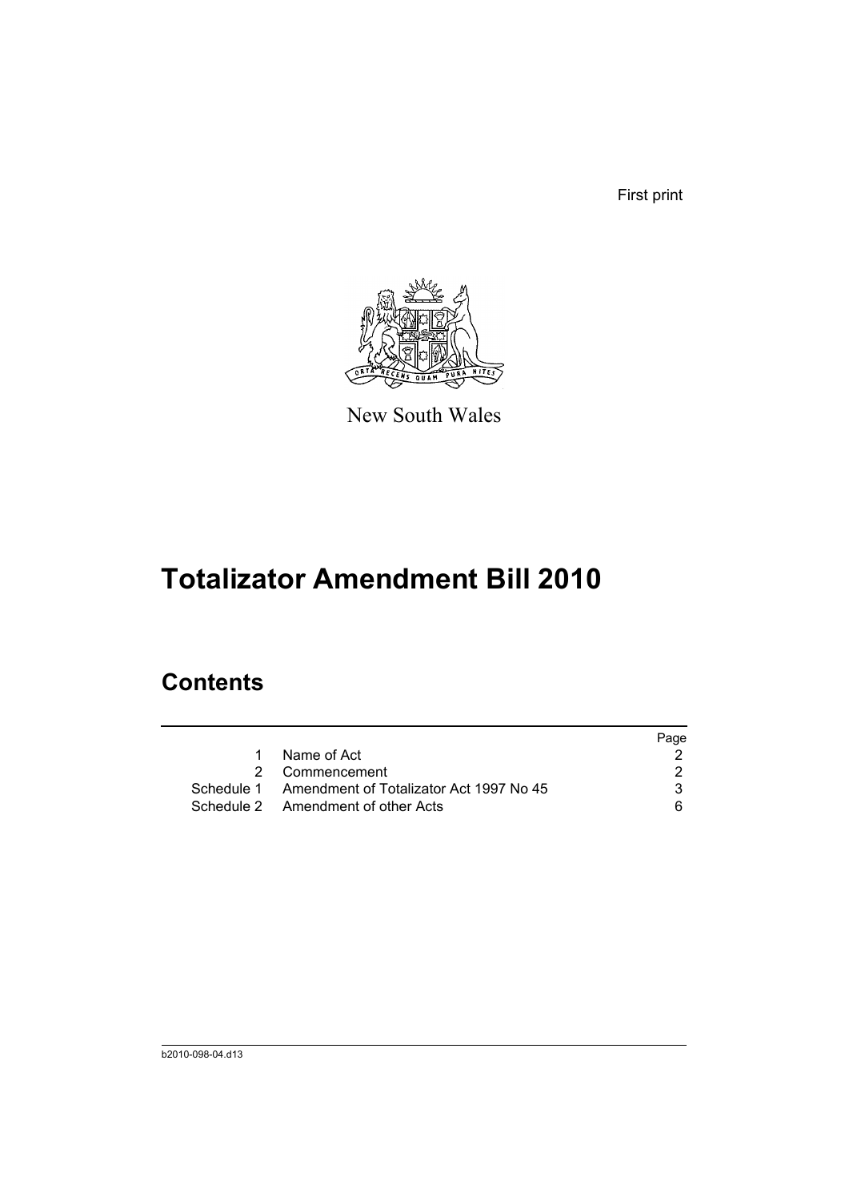First print

New South Wales

# Totalizator Amendment Bill 2010

## Contents

| | | Page |
|---|---|---|
| 1 | Name of Act | 2 |
| 2 | Commencement | 2 |
| Schedule 1 | Amendment of Totalizator Act 1997 No 45 | 3 |
| Schedule 2 | Amendment of other Acts | 6 |

b2010-098-04.d13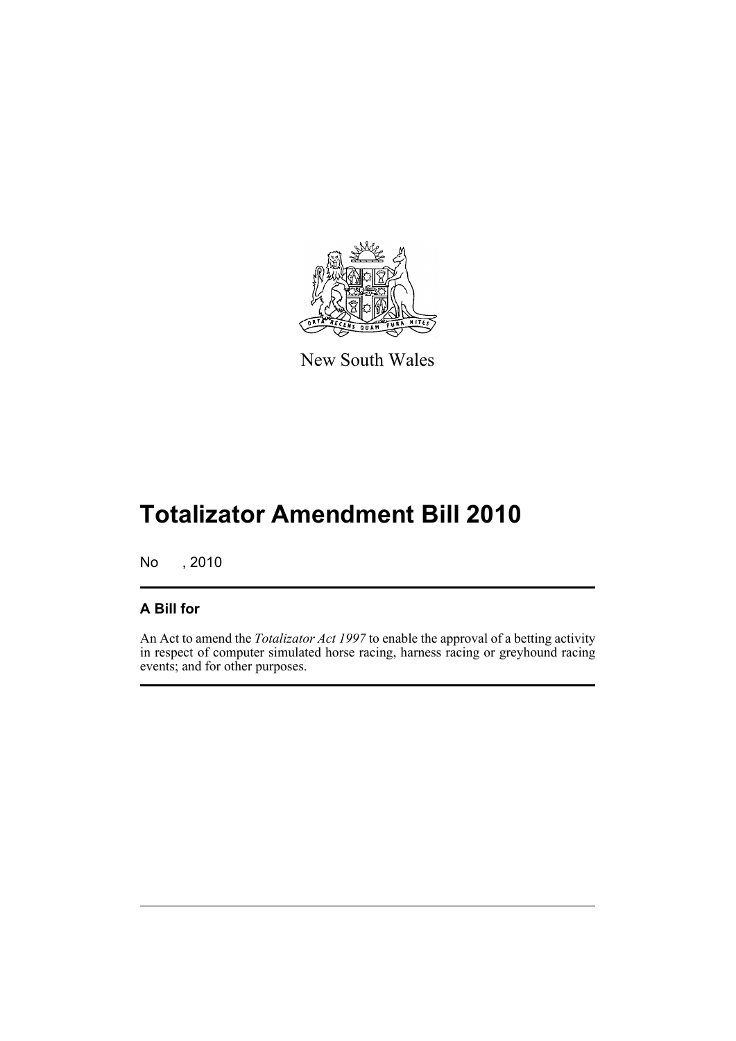New South Wales

# Totalizator Amendment Bill 2010

No , 2010

## A Bill for

An Act to amend the *Totalizator Act 1997* to enable the approval of a betting activity in respect of computer simulated horse racing, harness racing or greyhound racing events; and for other purposes.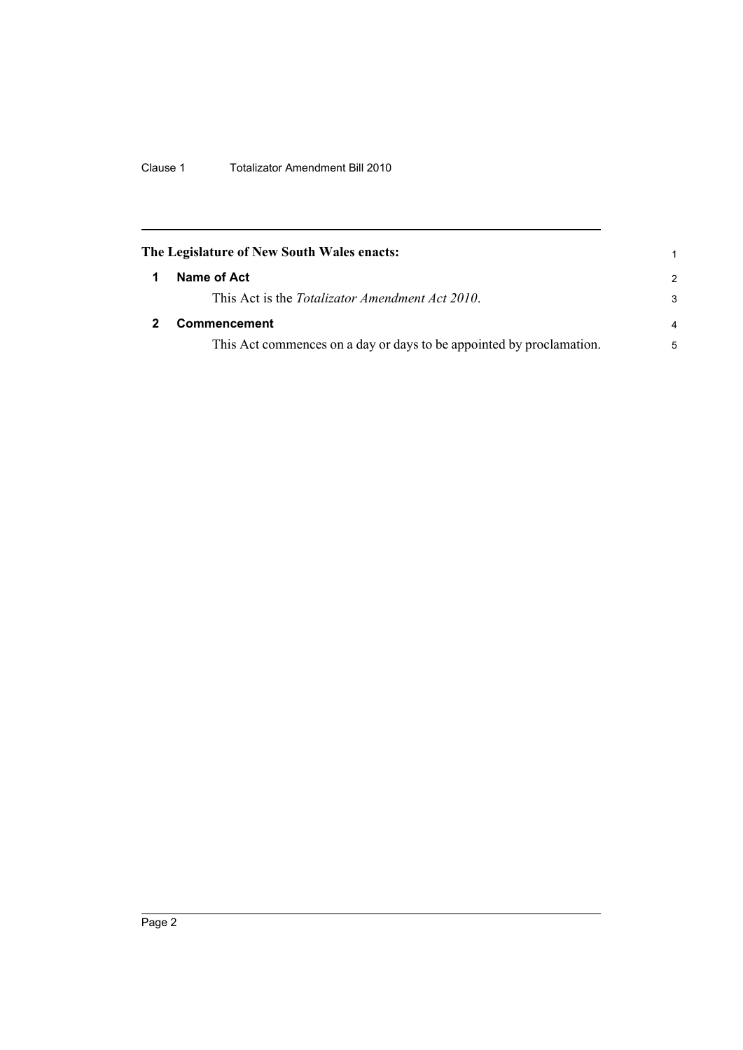**The Legislature of New South Wales enacts:**

## 1 Name of Act

This Act is the *Totalizator Amendment Act 2010*.

## 2 Commencement

This Act commences on a day or days to be appointed by proclamation.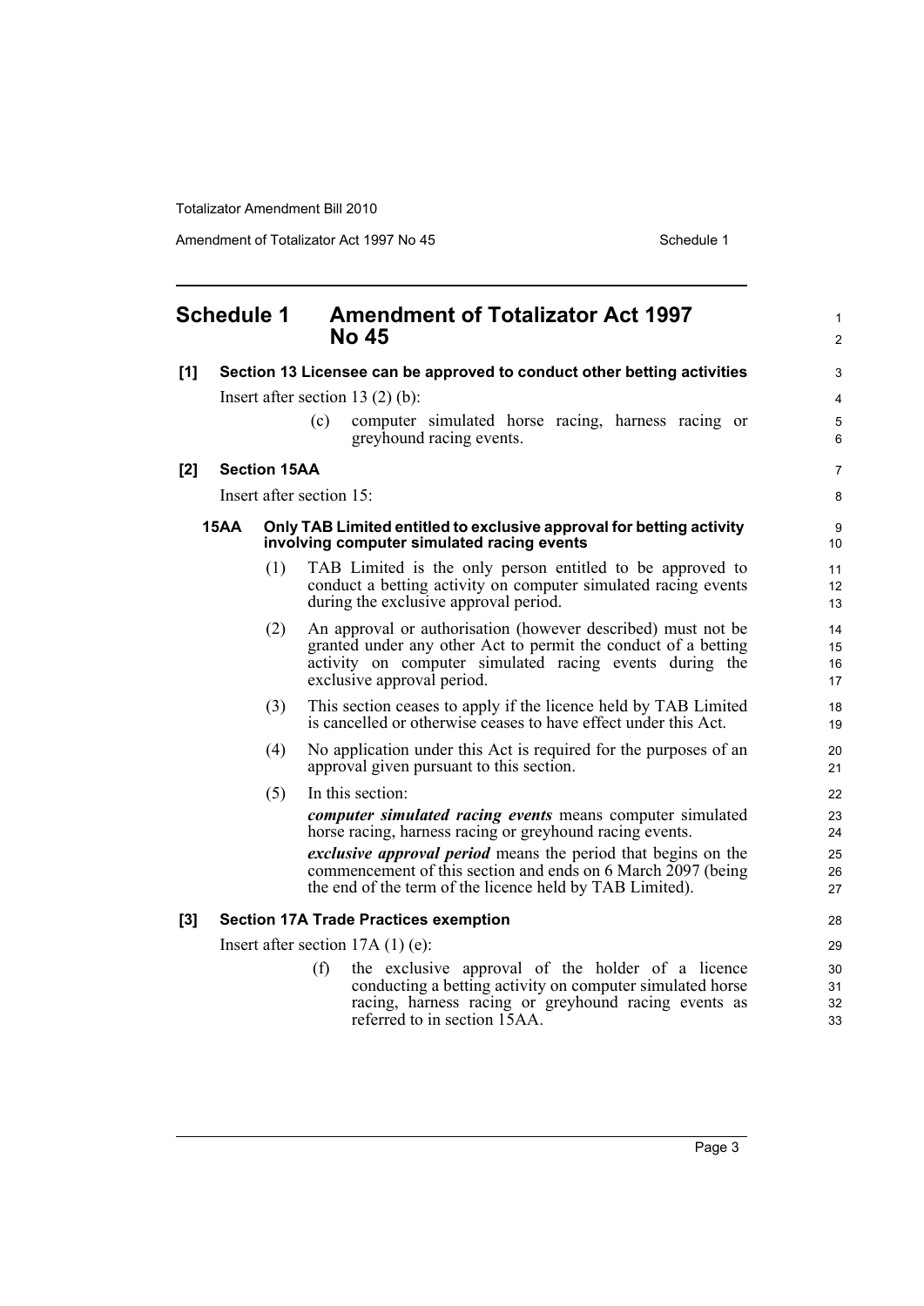# Schedule 1 Amendment of Totalizator Act 1997 No 45

**[1] Section 13 Licensee can be approved to conduct other betting activities**

Insert after section 13 (2) (b):

> (c) computer simulated horse racing, harness racing or greyhound racing events.

**[2] Section 15AA**

Insert after section 15:

**15AA Only TAB Limited entitled to exclusive approval for betting activity involving computer simulated racing events**

(1) TAB Limited is the only person entitled to be approved to conduct a betting activity on computer simulated racing events during the exclusive approval period.

(2) An approval or authorisation (however described) must not be granted under any other Act to permit the conduct of a betting activity on computer simulated racing events during the exclusive approval period.

(3) This section ceases to apply if the licence held by TAB Limited is cancelled or otherwise ceases to have effect under this Act.

(4) No application under this Act is required for the purposes of an approval given pursuant to this section.

(5) In this section:

***computer simulated racing events*** means computer simulated horse racing, harness racing or greyhound racing events.

***exclusive approval period*** means the period that begins on the commencement of this section and ends on 6 March 2097 (being the end of the term of the licence held by TAB Limited).

**[3] Section 17A Trade Practices exemption**

Insert after section 17A (1) (e):

> (f) the exclusive approval of the holder of a licence conducting a betting activity on computer simulated horse racing, harness racing or greyhound racing events as referred to in section 15AA.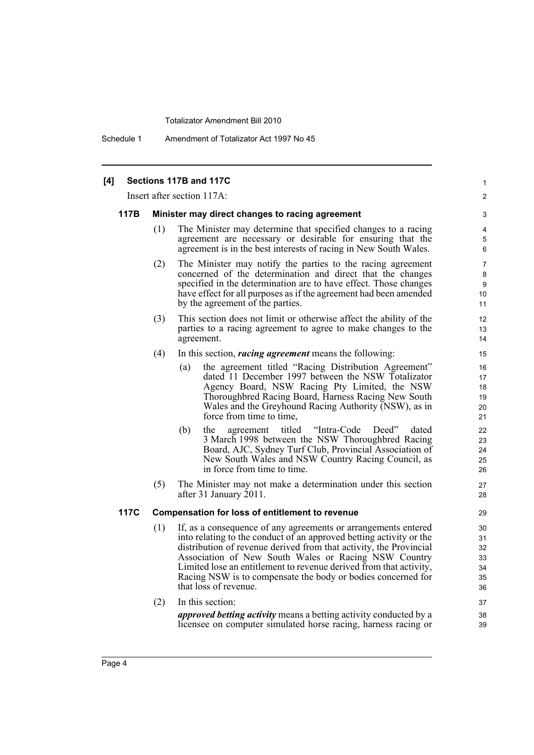**[4] Sections 117B and 117C**

Insert after section 117A:

### 117B Minister may direct changes to racing agreement

(1) The Minister may determine that specified changes to a racing agreement are necessary or desirable for ensuring that the agreement is in the best interests of racing in New South Wales.

(2) The Minister may notify the parties to the racing agreement concerned of the determination and direct that the changes specified in the determination are to have effect. Those changes have effect for all purposes as if the agreement had been amended by the agreement of the parties.

(3) This section does not limit or otherwise affect the ability of the parties to a racing agreement to agree to make changes to the agreement.

(4) In this section, ***racing agreement*** means the following:

(a) the agreement titled "Racing Distribution Agreement" dated 11 December 1997 between the NSW Totalizator Agency Board, NSW Racing Pty Limited, the NSW Thoroughbred Racing Board, Harness Racing New South Wales and the Greyhound Racing Authority (NSW), as in force from time to time,

(b) the agreement titled "Intra-Code Deed" dated 3 March 1998 between the NSW Thoroughbred Racing Board, AJC, Sydney Turf Club, Provincial Association of New South Wales and NSW Country Racing Council, as in force from time to time.

(5) The Minister may not make a determination under this section after 31 January 2011.

### 117C Compensation for loss of entitlement to revenue

(1) If, as a consequence of any agreements or arrangements entered into relating to the conduct of an approved betting activity or the distribution of revenue derived from that activity, the Provincial Association of New South Wales or Racing NSW Country Limited lose an entitlement to revenue derived from that activity, Racing NSW is to compensate the body or bodies concerned for that loss of revenue.

(2) In this section:

***approved betting activity*** means a betting activity conducted by a licensee on computer simulated horse racing, harness racing or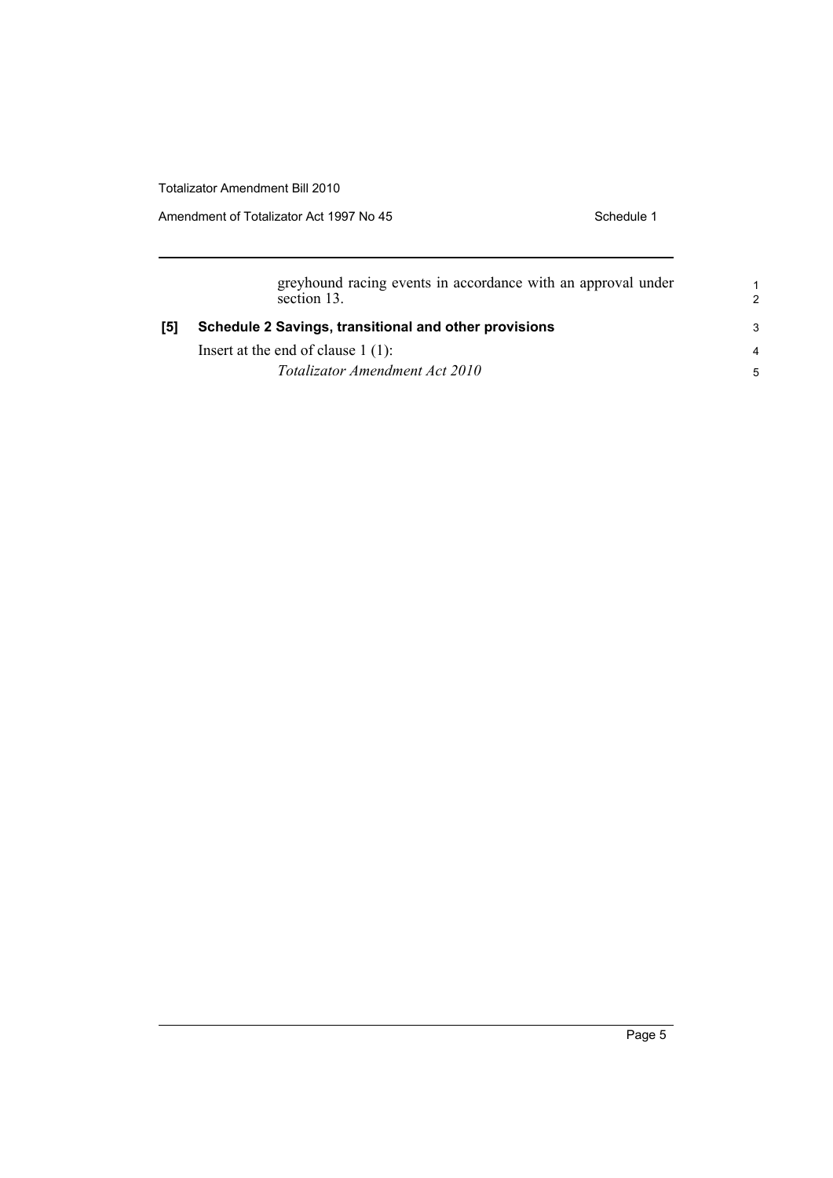greyhound racing events in accordance with an approval under section 13.

**[5] Schedule 2 Savings, transitional and other provisions**

Insert at the end of clause 1 (1):

*Totalizator Amendment Act 2010*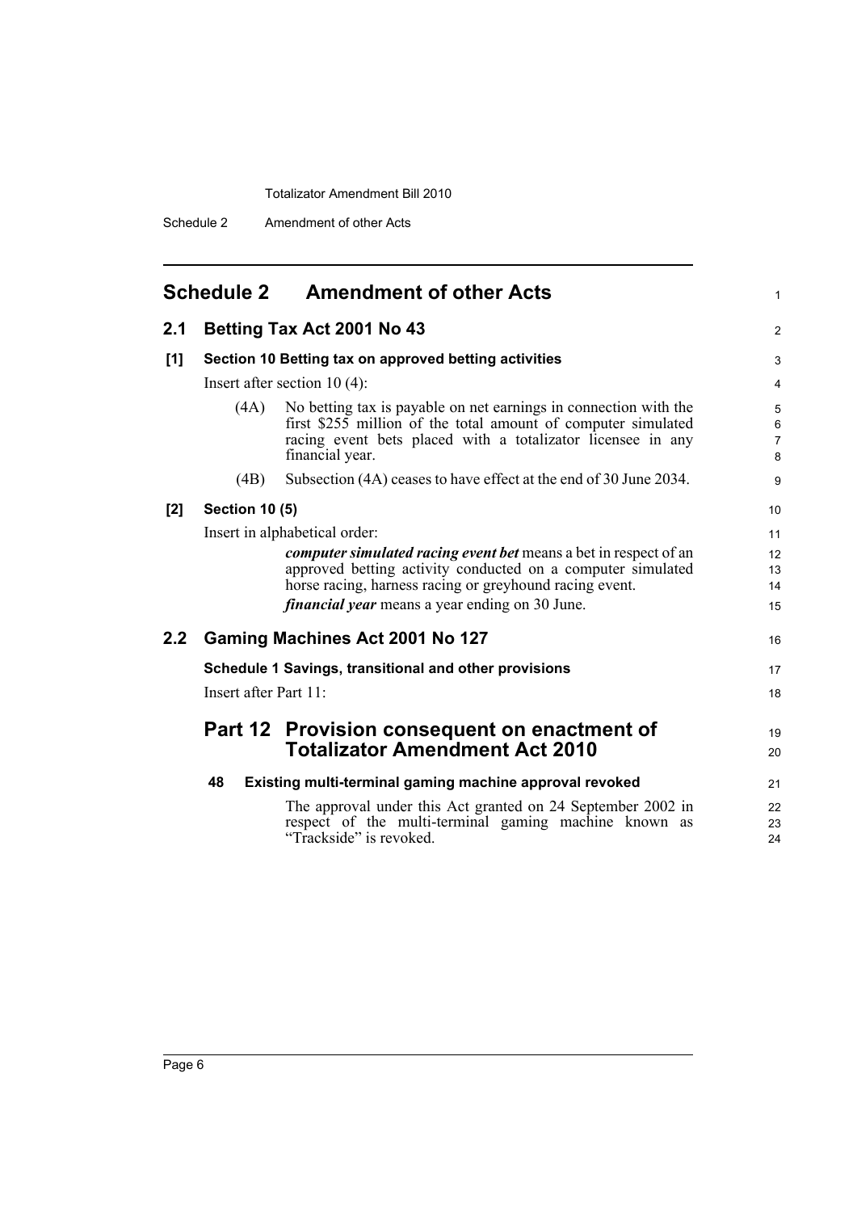# Schedule 2 Amendment of other Acts

## 2.1 Betting Tax Act 2001 No 43

**[1] Section 10 Betting tax on approved betting activities**

Insert after section 10 (4):

(4A) No betting tax is payable on net earnings in connection with the first $255 million of the total amount of computer simulated racing event bets placed with a totalizator licensee in any financial year.

(4B) Subsection (4A) ceases to have effect at the end of 30 June 2034.

**[2] Section 10 (5)**

Insert in alphabetical order:

***computer simulated racing event bet*** means a bet in respect of an approved betting activity conducted on a computer simulated horse racing, harness racing or greyhound racing event.

***financial year*** means a year ending on 30 June.

## 2.2 Gaming Machines Act 2001 No 127

**Schedule 1 Savings, transitional and other provisions**

Insert after Part 11:

### Part 12 Provision consequent on enactment of Totalizator Amendment Act 2010

**48 Existing multi-terminal gaming machine approval revoked**

The approval under this Act granted on 24 September 2002 in respect of the multi-terminal gaming machine known as "Trackside" is revoked.